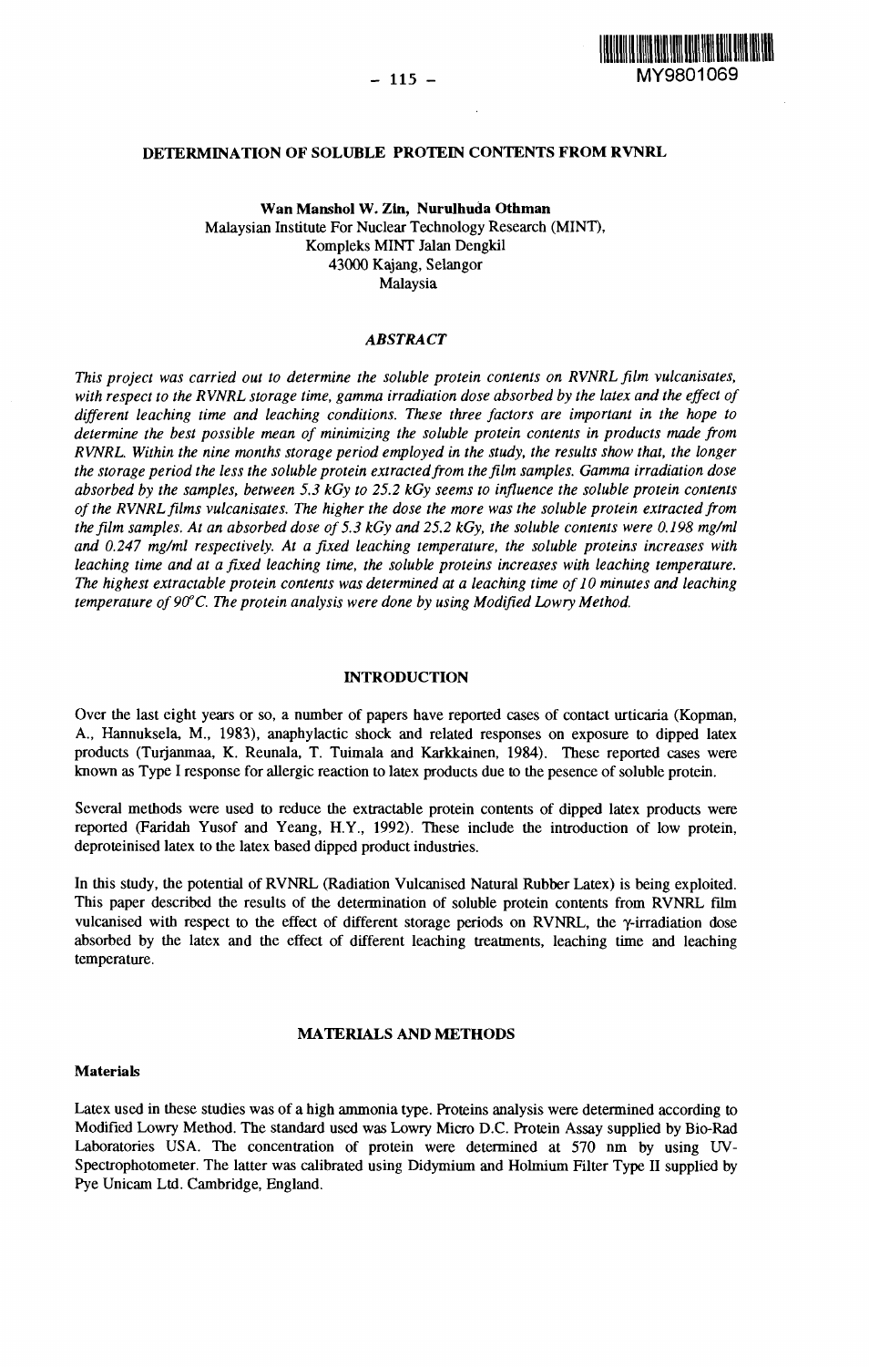MY9801069

# DETERMINATION OF SOLUBLE PROTEIN CONTENTS FROM RVNRL

**Wan Manshol W. Zin, Nurulhuda Othman**
Malaysian Institute For Nuclear Technology Research (MINT),
Kompleks MINT Jalan Dengkil
43000 Kajang, Selangor
Malaysia

## *ABSTRACT*

*This project was carried out to determine the soluble protein contents on RVNRL film vulcanisates, with respect to the RVNRL storage time, gamma irradiation dose absorbed by the latex and the effect of different leaching time and leaching conditions. These three factors are important in the hope to determine the best possible mean of minimizing the soluble protein contents in products made from RVNRL. Within the nine months storage period employed in the study, the results show that, the longer the storage period the less the soluble protein extracted from the film samples. Gamma irradiation dose absorbed by the samples, between 5.3 kGy to 25.2 kGy seems to influence the soluble protein contents of the RVNRL films vulcanisates. The higher the dose the more was the soluble protein extracted from the film samples. At an absorbed dose of 5.3 kGy and 25.2 kGy, the soluble contents were 0.198 mg/ml and 0.247 mg/ml respectively. At a fixed leaching temperature, the soluble proteins increases with leaching time and at a fixed leaching time, the soluble proteins increases with leaching temperature. The highest extractable protein contents was determined at a leaching time of 10 minutes and leaching temperature of 90°C. The protein analysis were done by using Modified Lowry Method.*

## INTRODUCTION

Over the last eight years or so, a number of papers have reported cases of contact urticaria (Kopman, A., Hannuksela, M., 1983), anaphylactic shock and related responses on exposure to dipped latex products (Turjanmaa, K. Reunala, T. Tuimala and Karkkainen, 1984). These reported cases were known as Type I response for allergic reaction to latex products due to the pesence of soluble protein.

Several methods were used to reduce the extractable protein contents of dipped latex products were reported (Faridah Yusof and Yeang, H.Y., 1992). These include the introduction of low protein, deproteinised latex to the latex based dipped product industries.

In this study, the potential of RVNRL (Radiation Vulcanised Natural Rubber Latex) is being exploited. This paper described the results of the determination of soluble protein contents from RVNRL film vulcanised with respect to the effect of different storage periods on RVNRL, the $\gamma$-irradiation dose absorbed by the latex and the effect of different leaching treatments, leaching time and leaching temperature.

## MATERIALS AND METHODS

### Materials

Latex used in these studies was of a high ammonia type. Proteins analysis were determined according to Modified Lowry Method. The standard used was Lowry Micro D.C. Protein Assay supplied by Bio-Rad Laboratories USA. The concentration of protein were determined at 570 nm by using UV-Spectrophotometer. The latter was calibrated using Didymium and Holmium Filter Type II supplied by Pye Unicam Ltd. Cambridge, England.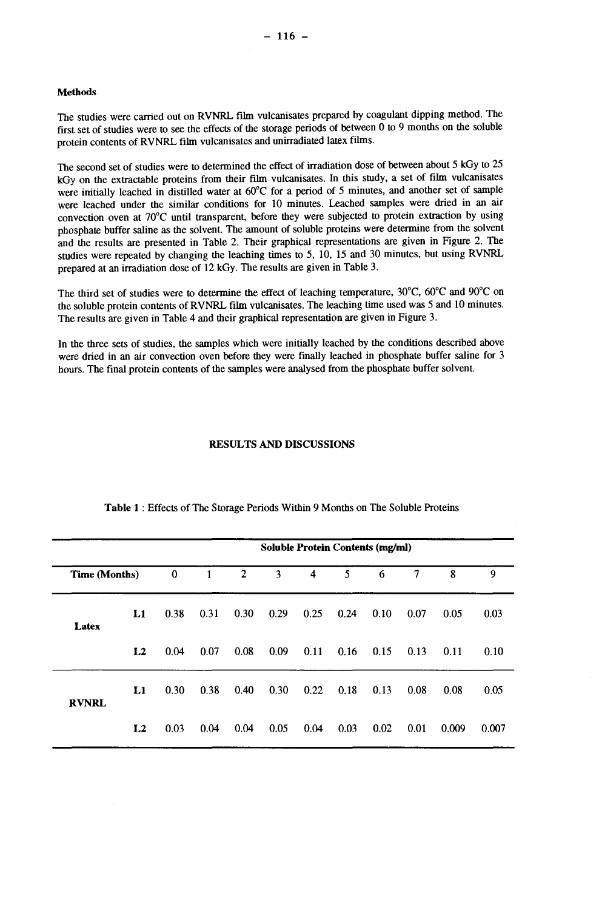### Methods

The studies were carried out on RVNRL film vulcanisates prepared by coagulant dipping method. The first set of studies were to see the effects of the storage periods of between 0 to 9 months on the soluble protein contents of RVNRL film vulcanisates and unirradiated latex films.

The second set of studies were to determined the effect of irradiation dose of between about 5 kGy to 25 kGy on the extractable proteins from their film vulcanisates. In this study, a set of film vulcanisates were initially leached in distilled water at 60°C for a period of 5 minutes, and another set of sample were leached under the similar conditions for 10 minutes. Leached samples were dried in an air convection oven at 70°C until transparent, before they were subjected to protein extraction by using phosphate buffer saline as the solvent. The amount of soluble proteins were determine from the solvent and the results are presented in Table 2. Their graphical representations are given in Figure 2. The studies were repeated by changing the leaching times to 5, 10, 15 and 30 minutes, but using RVNRL prepared at an irradiation dose of 12 kGy. The results are given in Table 3.

The third set of studies were to determine the effect of leaching temperature, 30°C, 60°C and 90°C on the soluble protein contents of RVNRL film vulcanisates. The leaching time used was 5 and 10 minutes. The results are given in Table 4 and their graphical representation are given in Figure 3.

In the three sets of studies, the samples which were initially leached by the conditions described above were dried in an air convection oven before they were finally leached in phosphate buffer saline for 3 hours. The final protein contents of the samples were analysed from the phosphate buffer solvent.

## RESULTS AND DISCUSSIONS

**Table 1** : Effects of The Storage Periods Within 9 Months on The Soluble Proteins

| | | Soluble Protein Contents (mg/ml) | | | | | | | | | |
|---|---|---|---|---|---|---|---|---|---|---|---|
| **Time (Months)** | | 0 | 1 | 2 | 3 | 4 | 5 | 6 | 7 | 8 | 9 |
| **Latex** | **L1** | 0.38 | 0.31 | 0.30 | 0.29 | 0.25 | 0.24 | 0.10 | 0.07 | 0.05 | 0.03 |
| | **L2** | 0.04 | 0.07 | 0.08 | 0.09 | 0.11 | 0.16 | 0.15 | 0.13 | 0.11 | 0.10 |
| **RVNRL** | **L1** | 0.30 | 0.38 | 0.40 | 0.30 | 0.22 | 0.18 | 0.13 | 0.08 | 0.08 | 0.05 |
| | **L2** | 0.03 | 0.04 | 0.04 | 0.05 | 0.04 | 0.03 | 0.02 | 0.01 | 0.009 | 0.007 |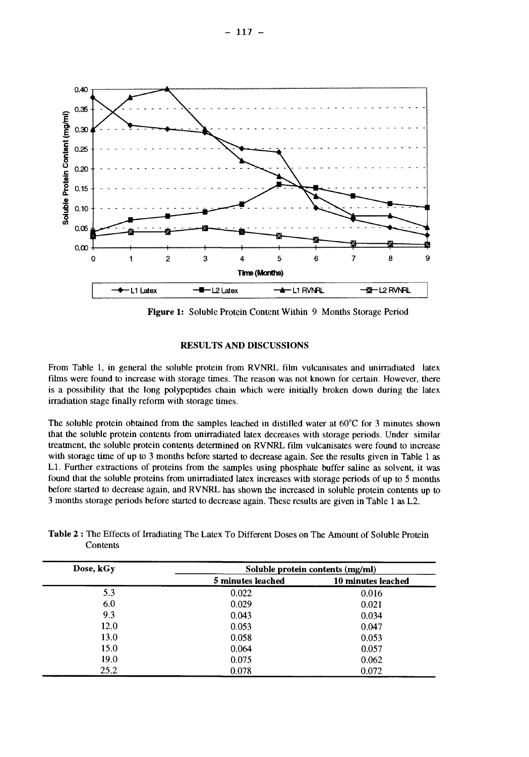Figure 1: Soluble Protein Content Within 9 Months Storage Period

## RESULTS AND DISCUSSIONS

From Table 1, in general the soluble protein from RVNRL film vulcanisates and unirradiated latex films were found to increase with storage times. The reason was not known for certain. However, there is a possibility that the long polypeptides chain which were initially broken down during the latex irradiation stage finally reform with storage times.

The soluble protein obtained from the samples leached in distilled water at 60°C for 3 minutes shown that the soluble protein contents from unirradiated latex decreases with storage periods. Under similar treatment, the soluble protein contents determined on RVNRL film vulcanisates were found to increase with storage time of up to 3 months before started to decrease again. See the results given in Table 1 as L1. Further extractions of proteins from the samples using phosphate buffer saline as solvent, it was found that the soluble proteins from unirradiated latex increases with storage periods of up to 5 months before started to decrease again, and RVNRL has shown the increased in soluble protein contents up to 3 months storage periods before started to decrease again. These results are given in Table 1 as L2.

**Table 2 :** The Effects of Irradiating The Latex To Different Doses on The Amount of Soluble Protein Contents

| Dose, kGy | Soluble protein contents (mg/ml) | |
|---|---|---|
| | 5 minutes leached | 10 minutes leached |
| 5.3 | 0.022 | 0.016 |
| 6.0 | 0.029 | 0.021 |
| 9.3 | 0.043 | 0.034 |
| 12.0 | 0.053 | 0.047 |
| 13.0 | 0.058 | 0.053 |
| 15.0 | 0.064 | 0.057 |
| 19.0 | 0.075 | 0.062 |
| 25.2 | 0.078 | 0.072 |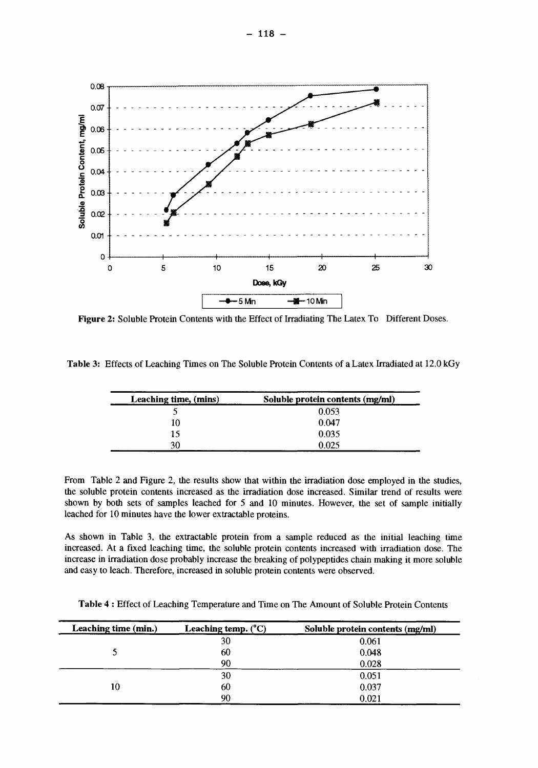Figure 2: Soluble Protein Contents with the Effect of Irradiating The Latex To Different Doses.

**Table 3:** Effects of Leaching Times on The Soluble Protein Contents of a Latex Irradiated at 12.0 kGy

| Leaching time, (mins) | Soluble protein contents (mg/ml) |
|---|---|
| 5 | 0.053 |
| 10 | 0.047 |
| 15 | 0.035 |
| 30 | 0.025 |

From Table 2 and Figure 2, the results show that within the irradiation dose employed in the studies, the soluble protein contents increased as the irradiation dose increased. Similar trend of results were shown by both sets of samples leached for 5 and 10 minutes. However, the set of sample initially leached for 10 minutes have the lower extractable proteins.

As shown in Table 3, the extractable protein from a sample reduced as the initial leaching time increased. At a fixed leaching time, the soluble protein contents increased with irradiation dose. The increase in irradiation dose probably increase the breaking of polypeptides chain making it more soluble and easy to leach. Therefore, increased in soluble protein contents were observed.

**Table 4 :** Effect of Leaching Temperature and Time on The Amount of Soluble Protein Contents

| Leaching time (min.) | Leaching temp. (°C) | Soluble protein contents (mg/ml) |
|---|---|---|
| | 30 | 0.061 |
| 5 | 60 | 0.048 |
| | 90 | 0.028 |
| | 30 | 0.051 |
| 10 | 60 | 0.037 |
| | 90 | 0.021 |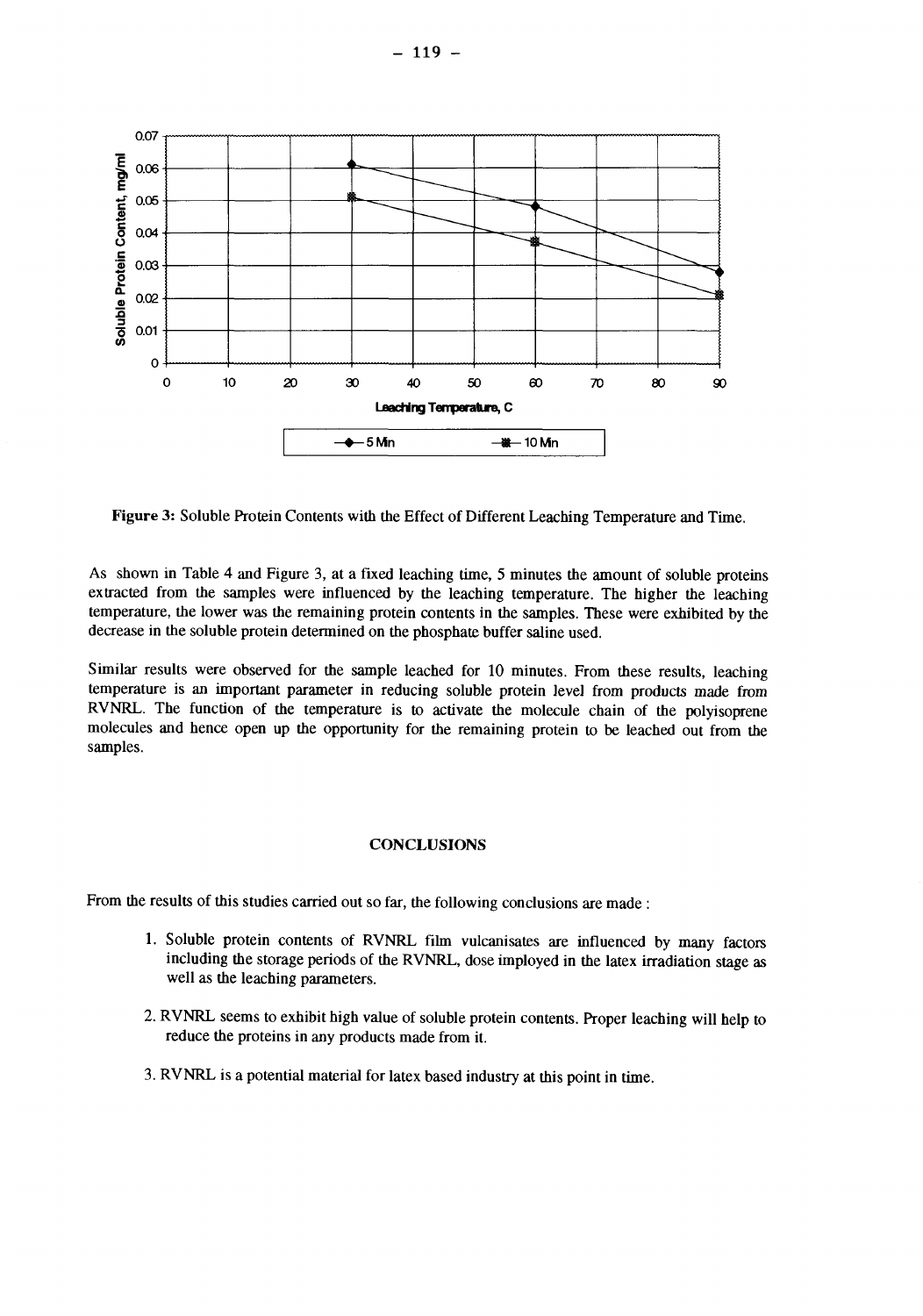Figure 3: Soluble Protein Contents with the Effect of Different Leaching Temperature and Time.

As shown in Table 4 and Figure 3, at a fixed leaching time, 5 minutes the amount of soluble proteins extracted from the samples were influenced by the leaching temperature. The higher the leaching temperature, the lower was the remaining protein contents in the samples. These were exhibited by the decrease in the soluble protein determined on the phosphate buffer saline used.

Similar results were observed for the sample leached for 10 minutes. From these results, leaching temperature is an important parameter in reducing soluble protein level from products made from RVNRL. The function of the temperature is to activate the molecule chain of the polyisoprene molecules and hence open up the opportunity for the remaining protein to be leached out from the samples.

## CONCLUSIONS

From the results of this studies carried out so far, the following conclusions are made :

1. Soluble protein contents of RVNRL film vulcanisates are influenced by many factors including the storage periods of the RVNRL, dose imployed in the latex irradiation stage as well as the leaching parameters.

2. RVNRL seems to exhibit high value of soluble protein contents. Proper leaching will help to reduce the proteins in any products made from it.

3. RVNRL is a potential material for latex based industry at this point in time.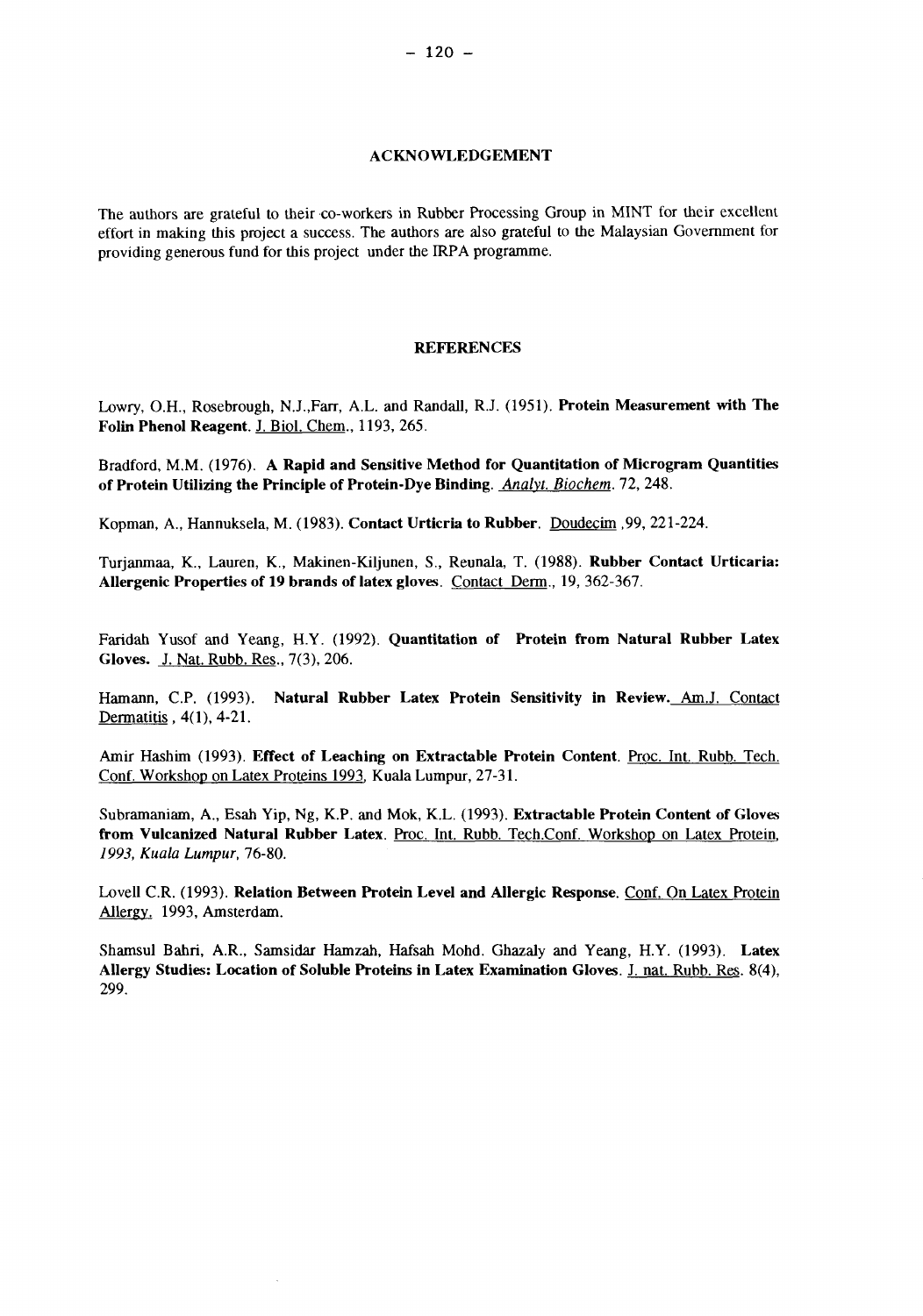## ACKNOWLEDGEMENT

The authors are grateful to their co-workers in Rubber Processing Group in MINT for their excellent effort in making this project a success. The authors are also grateful to the Malaysian Government for providing generous fund for this project under the IRPA programme.

## REFERENCES

Lowry, O.H., Rosebrough, N.J.,Farr, A.L. and Randall, R.J. (1951). **Protein Measurement with The Folin Phenol Reagent**. J. Biol. Chem., 1193, 265.

Bradford, M.M. (1976). **A Rapid and Sensitive Method for Quantitation of Microgram Quantities of Protein Utilizing the Principle of Protein-Dye Binding**. *Analyt. Biochem*. 72, 248.

Kopman, A., Hannuksela, M. (1983). **Contact Urticria to Rubber**. Doudecim ,99, 221-224.

Turjanmaa, K., Lauren, K., Makinen-Kiljunen, S., Reunala, T. (1988). **Rubber Contact Urticaria: Allergenic Properties of 19 brands of latex gloves**. Contact Derm., 19, 362-367.

Faridah Yusof and Yeang, H.Y. (1992). **Quantitation of Protein from Natural Rubber Latex Gloves.** J. Nat. Rubb. Res., 7(3), 206.

Hamann, C.P. (1993). **Natural Rubber Latex Protein Sensitivity in Review.** Am.J. Contact Dermatitis , 4(1), 4-21.

Amir Hashim (1993). **Effect of Leaching on Extractable Protein Content**. Proc. Int. Rubb. Tech. Conf. Workshop on Latex Proteins 1993, Kuala Lumpur, 27-31.

Subramaniam, A., Esah Yip, Ng, K.P. and Mok, K.L. (1993). **Extractable Protein Content of Gloves from Vulcanized Natural Rubber Latex**. Proc. Int. Rubb. Tech.Conf. Workshop on Latex Protein, *1993, Kuala Lumpur*, 76-80.

Lovell C.R. (1993). **Relation Between Protein Level and Allergic Response**. Conf. On Latex Protein Allergy. 1993, Amsterdam.

Shamsul Bahri, A.R., Samsidar Hamzah, Hafsah Mohd. Ghazaly and Yeang, H.Y. (1993). **Latex Allergy Studies: Location of Soluble Proteins in Latex Examination Gloves**. J. nat. Rubb. Res. 8(4), 299.